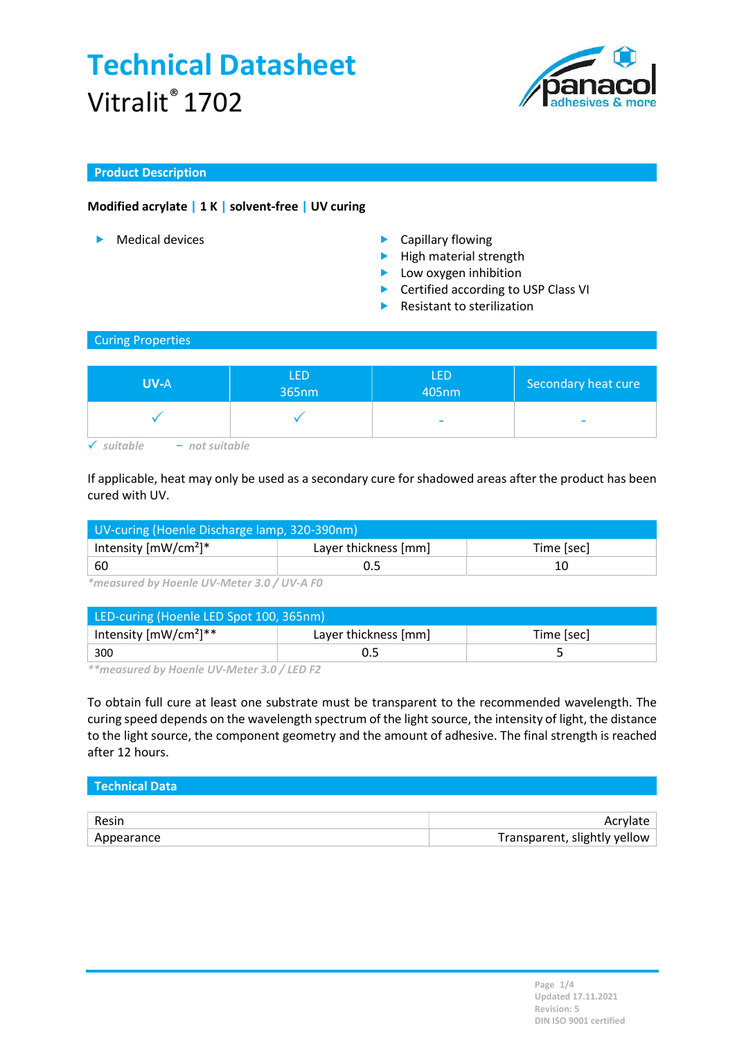# Technical Datasheet

Vitralit® 1702

## Product Description

**Modified acrylate | 1 K | solvent-free | UV curing**

- Medical devices

- Capillary flowing
- High material strength
- Low oxygen inhibition
- Certified according to USP Class VI
- Resistant to sterilization

## Curing Properties

| UV-A | LED 365nm | LED 405nm | Secondary heat cure |
|---|---|---|---|
| ✓ | ✓ | - | - |

*✓ suitable    – not suitable*

If applicable, heat may only be used as a secondary cure for shadowed areas after the product has been cured with UV.

| UV-curing (Hoenle Discharge lamp, 320-390nm) | | |
|---|---|---|
| Intensity [mW/cm²]* | Layer thickness [mm] | Time [sec] |
| 60 | 0.5 | 10 |

*\*measured by Hoenle UV-Meter 3.0 / UV-A F0*

| LED-curing (Hoenle LED Spot 100, 365nm) | | |
|---|---|---|
| Intensity [mW/cm²]** | Layer thickness [mm] | Time [sec] |
| 300 | 0.5 | 5 |

*\*\*measured by Hoenle UV-Meter 3.0 / LED F2*

To obtain full cure at least one substrate must be transparent to the recommended wavelength. The curing speed depends on the wavelength spectrum of the light source, the intensity of light, the distance to the light source, the component geometry and the amount of adhesive. The final strength is reached after 12 hours.

## Technical Data

| | |
|---|---|
| Resin | Acrylate |
| Appearance | Transparent, slightly yellow |

Updated 17.11.2021
Revision: 5
DIN ISO 9001 certified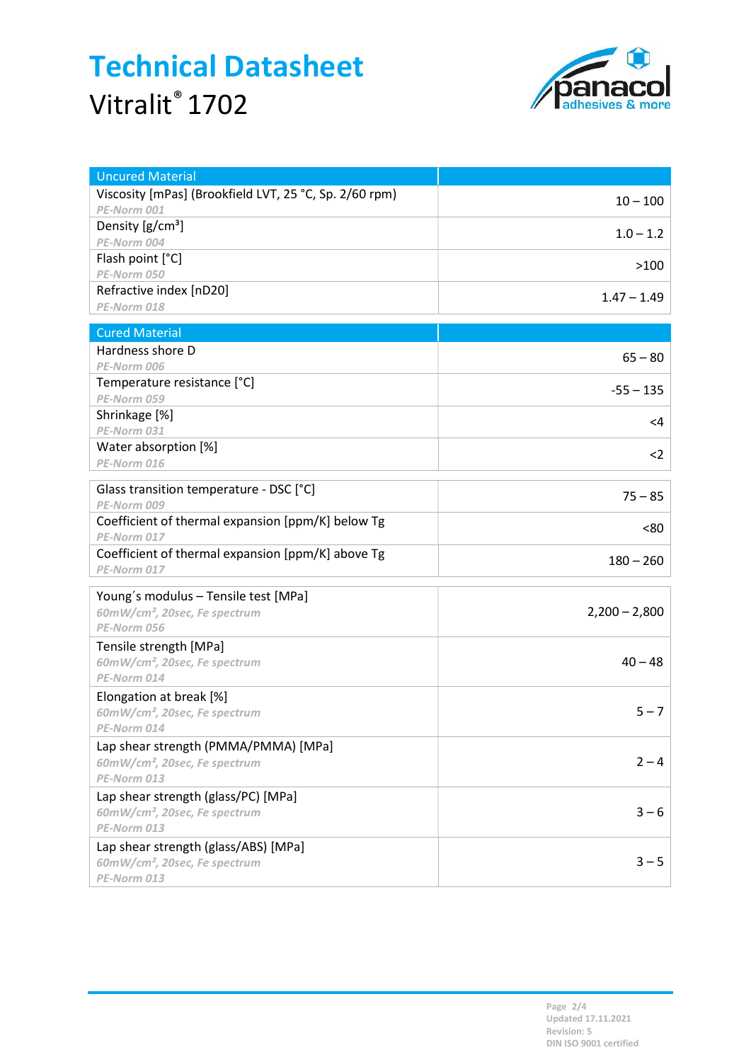# Technical Datasheet

Vitralit® 1702

| Uncured Material | |
|---|---|
| Viscosity [mPas] (Brookfield LVT, 25 °C, Sp. 2/60 rpm)<br>*PE-Norm 001* | 10 – 100 |
| Density [g/cm³]<br>*PE-Norm 004* | 1.0 – 1.2 |
| Flash point [°C]<br>*PE-Norm 050* | >100 |
| Refractive index [nD20]<br>*PE-Norm 018* | 1.47 – 1.49 |

| Cured Material | |
|---|---|
| Hardness shore D<br>*PE-Norm 006* | 65 – 80 |
| Temperature resistance [°C]<br>*PE-Norm 059* | -55 – 135 |
| Shrinkage [%]<br>*PE-Norm 031* | <4 |
| Water absorption [%]<br>*PE-Norm 016* | <2 |

| | |
|---|---|
| Glass transition temperature - DSC [°C]<br>*PE-Norm 009* | 75 – 85 |
| Coefficient of thermal expansion [ppm/K] below Tg<br>*PE-Norm 017* | <80 |
| Coefficient of thermal expansion [ppm/K] above Tg<br>*PE-Norm 017* | 180 – 260 |

| | |
|---|---|
| Young´s modulus – Tensile test [MPa]<br>*60mW/cm², 20sec, Fe spectrum*<br>*PE-Norm 056* | 2,200 – 2,800 |
| Tensile strength [MPa]<br>*60mW/cm², 20sec, Fe spectrum*<br>*PE-Norm 014* | 40 – 48 |
| Elongation at break [%]<br>*60mW/cm², 20sec, Fe spectrum*<br>*PE-Norm 014* | 5 – 7 |
| Lap shear strength (PMMA/PMMA) [MPa]<br>*60mW/cm², 20sec, Fe spectrum*<br>*PE-Norm 013* | 2 – 4 |
| Lap shear strength (glass/PC) [MPa]<br>*60mW/cm², 20sec, Fe spectrum*<br>*PE-Norm 013* | 3 – 6 |
| Lap shear strength (glass/ABS) [MPa]<br>*60mW/cm², 20sec, Fe spectrum*<br>*PE-Norm 013* | 3 – 5 |

Updated 17.11.2021
Revision: 5
DIN ISO 9001 certified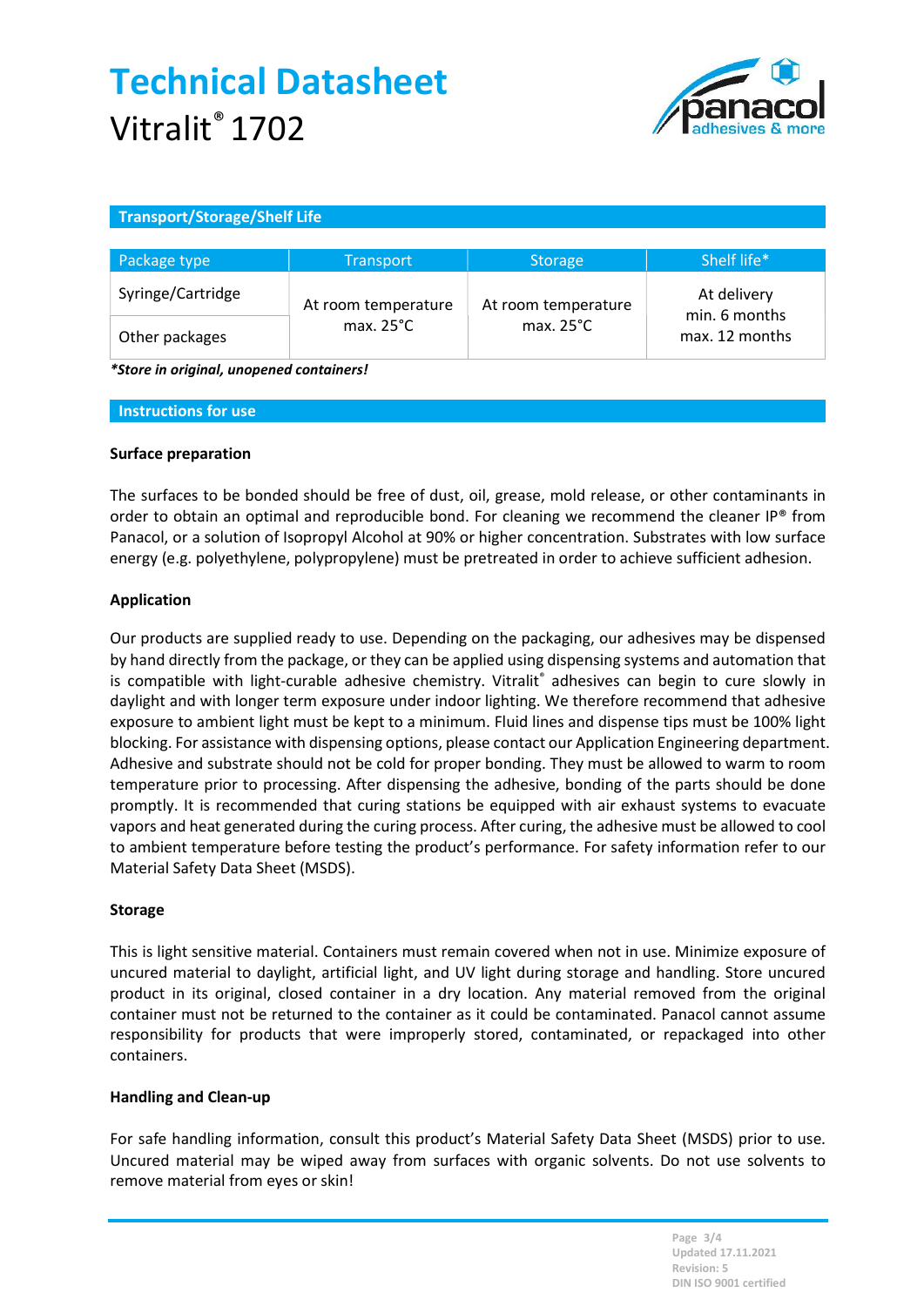# Technical Datasheet

Vitralit® 1702

## Transport/Storage/Shelf Life

| Package type | Transport | Storage | Shelf life* |
|---|---|---|---|
| Syringe/Cartridge | At room temperature max. 25°C | At room temperature max. 25°C | At delivery min. 6 months max. 12 months |
| Other packages | | | |

***Store in original, unopened containers!***

## Instructions for use

### Surface preparation

The surfaces to be bonded should be free of dust, oil, grease, mold release, or other contaminants in order to obtain an optimal and reproducible bond. For cleaning we recommend the cleaner IP® from Panacol, or a solution of Isopropyl Alcohol at 90% or higher concentration. Substrates with low surface energy (e.g. polyethylene, polypropylene) must be pretreated in order to achieve sufficient adhesion.

### Application

Our products are supplied ready to use. Depending on the packaging, our adhesives may be dispensed by hand directly from the package, or they can be applied using dispensing systems and automation that is compatible with light-curable adhesive chemistry. Vitralit® adhesives can begin to cure slowly in daylight and with longer term exposure under indoor lighting. We therefore recommend that adhesive exposure to ambient light must be kept to a minimum. Fluid lines and dispense tips must be 100% light blocking. For assistance with dispensing options, please contact our Application Engineering department. Adhesive and substrate should not be cold for proper bonding. They must be allowed to warm to room temperature prior to processing. After dispensing the adhesive, bonding of the parts should be done promptly. It is recommended that curing stations be equipped with air exhaust systems to evacuate vapors and heat generated during the curing process. After curing, the adhesive must be allowed to cool to ambient temperature before testing the product's performance. For safety information refer to our Material Safety Data Sheet (MSDS).

### Storage

This is light sensitive material. Containers must remain covered when not in use. Minimize exposure of uncured material to daylight, artificial light, and UV light during storage and handling. Store uncured product in its original, closed container in a dry location. Any material removed from the original container must not be returned to the container as it could be contaminated. Panacol cannot assume responsibility for products that were improperly stored, contaminated, or repackaged into other containers.

### Handling and Clean-up

For safe handling information, consult this product's Material Safety Data Sheet (MSDS) prior to use. Uncured material may be wiped away from surfaces with organic solvents. Do not use solvents to remove material from eyes or skin!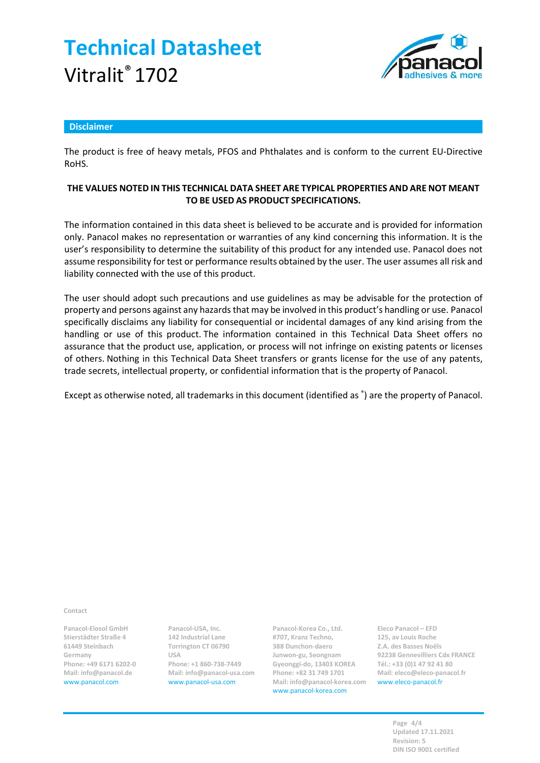# Technical Datasheet

Vitralit® 1702

## Disclaimer

The product is free of heavy metals, PFOS and Phthalates and is conform to the current EU-Directive RoHS.

**THE VALUES NOTED IN THIS TECHNICAL DATA SHEET ARE TYPICAL PROPERTIES AND ARE NOT MEANT TO BE USED AS PRODUCT SPECIFICATIONS.**

The information contained in this data sheet is believed to be accurate and is provided for information only. Panacol makes no representation or warranties of any kind concerning this information. It is the user's responsibility to determine the suitability of this product for any intended use. Panacol does not assume responsibility for test or performance results obtained by the user. The user assumes all risk and liability connected with the use of this product.

The user should adopt such precautions and use guidelines as may be advisable for the protection of property and persons against any hazards that may be involved in this product's handling or use. Panacol specifically disclaims any liability for consequential or incidental damages of any kind arising from the handling or use of this product. The information contained in this Technical Data Sheet offers no assurance that the product use, application, or process will not infringe on existing patents or licenses of others. Nothing in this Technical Data Sheet transfers or grants license for the use of any patents, trade secrets, intellectual property, or confidential information that is the property of Panacol.

Except as otherwise noted, all trademarks in this document (identified as ®) are the property of Panacol.

Contact

Panacol-Elosol GmbH
Stierstädter Straße 4
61449 Steinbach
Germany
Phone: +49 6171 6202-0
Mail: info@panacol.de
www.panacol.com

Panacol-USA, Inc.
142 Industrial Lane
Torrington CT 06790
USA
Phone: +1 860-738-7449
Mail: info@panacol-usa.com
www.panacol-usa.com

Panacol-Korea Co., Ltd.
#707, Kranz Techno,
388 Dunchon-daero
Junwon-gu, Seongnam
Gyeonggi-do, 13403 KOREA
Phone: +82 31 749 1701
Mail: info@panacol-korea.com
www.panacol-korea.com

Eleco Panacol – EFD
125, av Louis Roche
Z.A. des Basses Noëls
92238 Gennevilliers Cdx FRANCE
Tél.: +33 (0)1 47 92 41 80
Mail: eleco@eleco-panacol.fr
www.eleco-panacol.fr

Updated 17.11.2021
Revision: 5
DIN ISO 9001 certified